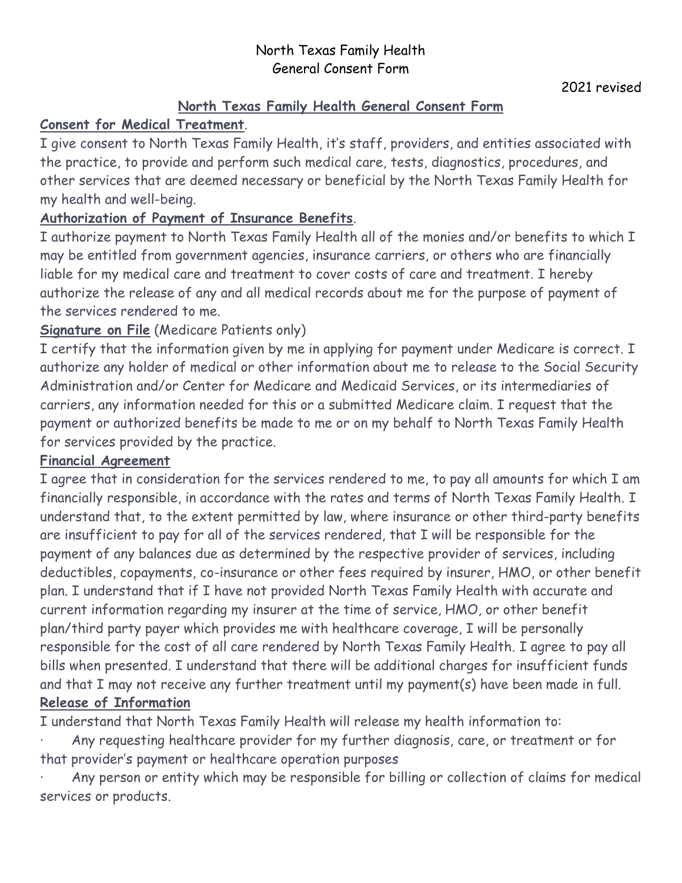North Texas Family Health
General Consent Form

2021 revised

## North Texas Family Health General Consent Form

**Consent for Medical Treatment**.

I give consent to North Texas Family Health, it's staff, providers, and entities associated with the practice, to provide and perform such medical care, tests, diagnostics, procedures, and other services that are deemed necessary or beneficial by the North Texas Family Health for my health and well-being.

**Authorization of Payment of Insurance Benefits**.

I authorize payment to North Texas Family Health all of the monies and/or benefits to which I may be entitled from government agencies, insurance carriers, or others who are financially liable for my medical care and treatment to cover costs of care and treatment. I hereby authorize the release of any and all medical records about me for the purpose of payment of the services rendered to me.

**Signature on File** (Medicare Patients only)

I certify that the information given by me in applying for payment under Medicare is correct. I authorize any holder of medical or other information about me to release to the Social Security Administration and/or Center for Medicare and Medicaid Services, or its intermediaries of carriers, any information needed for this or a submitted Medicare claim. I request that the payment or authorized benefits be made to me or on my behalf to North Texas Family Health for services provided by the practice.

**Financial Agreement**

I agree that in consideration for the services rendered to me, to pay all amounts for which I am financially responsible, in accordance with the rates and terms of North Texas Family Health. I understand that, to the extent permitted by law, where insurance or other third-party benefits are insufficient to pay for all of the services rendered, that I will be responsible for the payment of any balances due as determined by the respective provider of services, including deductibles, copayments, co-insurance or other fees required by insurer, HMO, or other benefit plan. I understand that if I have not provided North Texas Family Health with accurate and current information regarding my insurer at the time of service, HMO, or other benefit plan/third party payer which provides me with healthcare coverage, I will be personally responsible for the cost of all care rendered by North Texas Family Health. I agree to pay all bills when presented. I understand that there will be additional charges for insufficient funds and that I may not receive any further treatment until my payment(s) have been made in full.

**Release of Information**

I understand that North Texas Family Health will release my health information to:

- Any requesting healthcare provider for my further diagnosis, care, or treatment or for that provider's payment or healthcare operation purposes
- Any person or entity which may be responsible for billing or collection of claims for medical services or products.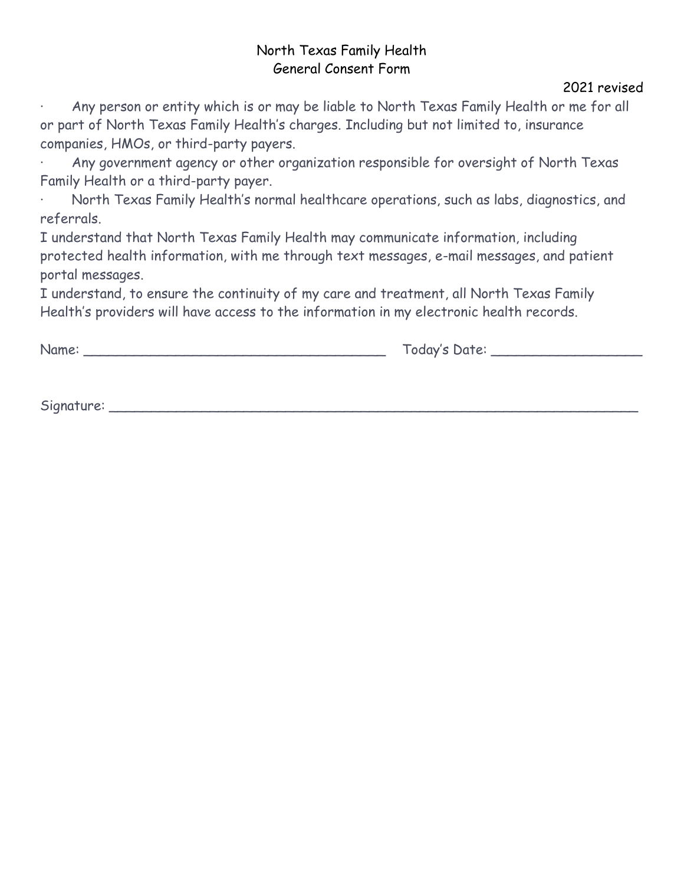North Texas Family Health
General Consent Form

2021 revised

- Any person or entity which is or may be liable to North Texas Family Health or me for all or part of North Texas Family Health's charges. Including but not limited to, insurance companies, HMOs, or third-party payers.
- Any government agency or other organization responsible for oversight of North Texas Family Health or a third-party payer.
- North Texas Family Health's normal healthcare operations, such as labs, diagnostics, and referrals.

I understand that North Texas Family Health may communicate information, including protected health information, with me through text messages, e-mail messages, and patient portal messages.

I understand, to ensure the continuity of my care and treatment, all North Texas Family Health's providers will have access to the information in my electronic health records.

Name: ______________________________________ Today's Date: ___________________

Signature: __________________________________________________________________